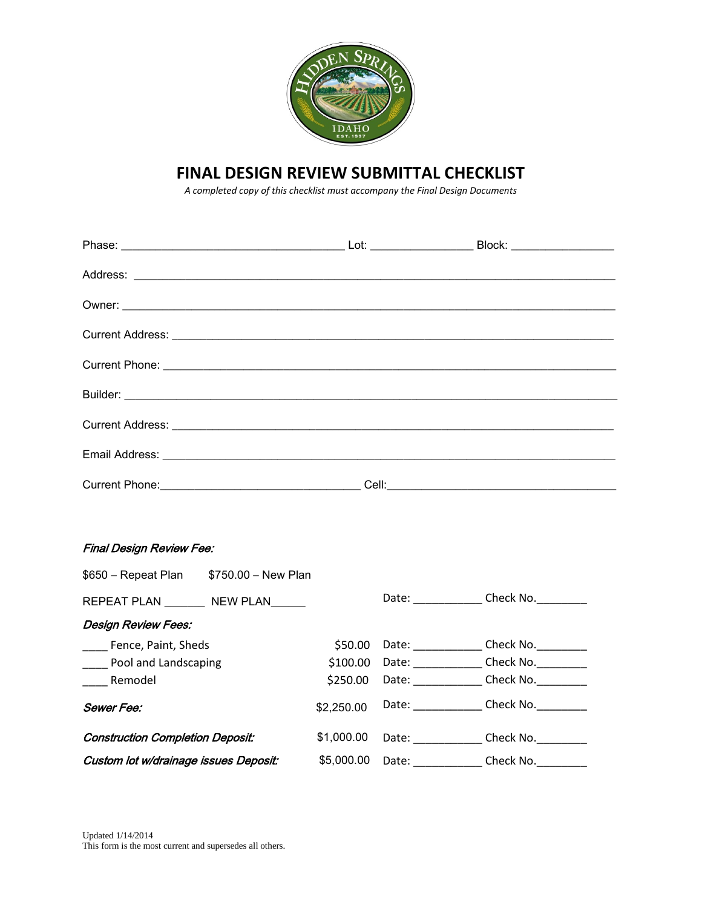# FINAL DESIGN REVIEW SUBMITTAL CHECKLIST

*A completed copy of this checklist must accompany the Final Design Documents*

Phase: ___________________________________ Lot: ________________ Block: ________________

Address: ___________________________________________________________________________

Owner: _____________________________________________________________________________

Current Address: _____________________________________________________________________

Current Phone: _______________________________________________________________________

Builder: _____________________________________________________________________________

Current Address: _____________________________________________________________________

Email Address: _______________________________________________________________________

Current Phone:_______________________________ Cell:_____________________________________

***Final Design Review Fee:***

$650 – Repeat Plan     $750.00 – New Plan

REPEAT PLAN _______ NEW PLAN______     Date: ___________ Check No.________

***Design Review Fees:***

| | | | |
|---|---|---|---|
| ____ Fence, Paint, Sheds | $50.00 | Date: ___________ | Check No.________ |
| ____ Pool and Landscaping | $100.00 | Date: ___________ | Check No.________ |
| ____ Remodel | $250.00 | Date: ___________ | Check No.________ |
| ***Sewer Fee:*** | $2,250.00 | Date: ___________ | Check No.________ |
| ***Construction Completion Deposit:*** | $1,000.00 | Date: ___________ | Check No.________ |
| ***Custom lot w/drainage issues Deposit:*** | $5,000.00 | Date: ___________ | Check No.________ |

Updated 1/14/2014
This form is the most current and supersedes all others.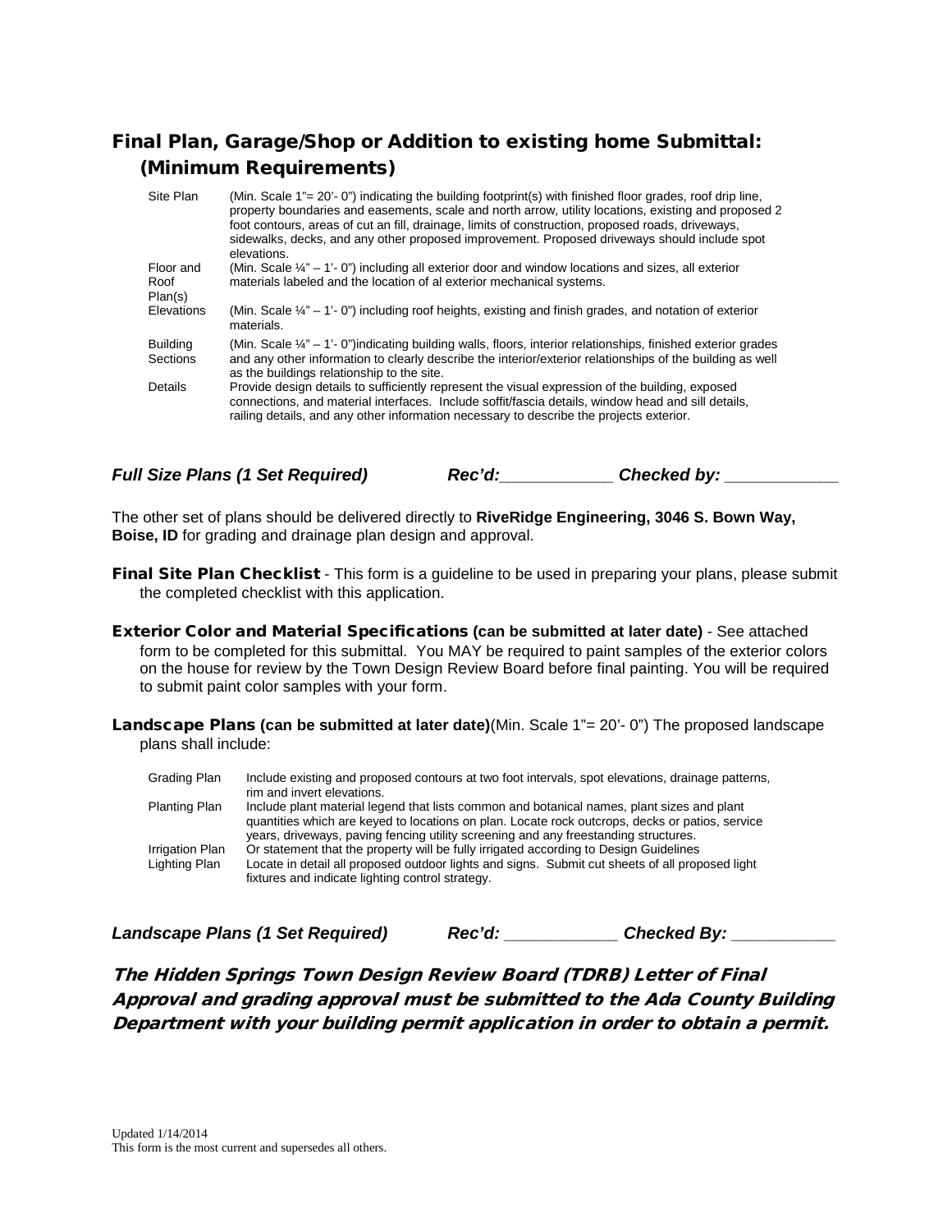## Final Plan, Garage/Shop or Addition to existing home Submittal: (Minimum Requirements)

| | |
|---|---|
| Site Plan | (Min. Scale 1"= 20'- 0") indicating the building footprint(s) with finished floor grades, roof drip line, property boundaries and easements, scale and north arrow, utility locations, existing and proposed 2 foot contours, areas of cut an fill, drainage, limits of construction, proposed roads, driveways, sidewalks, decks, and any other proposed improvement. Proposed driveways should include spot elevations. |
| Floor and Roof Plan(s) | (Min. Scale ¼" – 1'- 0") including all exterior door and window locations and sizes, all exterior materials labeled and the location of al exterior mechanical systems. |
| Elevations | (Min. Scale ¼" – 1'- 0") including roof heights, existing and finish grades, and notation of exterior materials. |
| Building Sections | (Min. Scale ¼" – 1'- 0")indicating building walls, floors, interior relationships, finished exterior grades and any other information to clearly describe the interior/exterior relationships of the building as well as the buildings relationship to the site. |
| Details | Provide design details to sufficiently represent the visual expression of the building, exposed connections, and material interfaces. Include soffit/fascia details, window head and sill details, railing details, and any other information necessary to describe the projects exterior. |

***Full Size Plans (1 Set Required)*** ***Rec'd:____________ Checked by: ____________***

The other set of plans should be delivered directly to **RiveRidge Engineering, 3046 S. Bown Way, Boise, ID** for grading and drainage plan design and approval.

**Final Site Plan Checklist** - This form is a guideline to be used in preparing your plans, please submit the completed checklist with this application.

**Exterior Color and Material Specifications (can be submitted at later date)** - See attached form to be completed for this submittal. You MAY be required to paint samples of the exterior colors on the house for review by the Town Design Review Board before final painting. You will be required to submit paint color samples with your form.

**Landscape Plans (can be submitted at later date)**(Min. Scale 1"= 20'- 0") The proposed landscape plans shall include:

| | |
|---|---|
| Grading Plan | Include existing and proposed contours at two foot intervals, spot elevations, drainage patterns, rim and invert elevations. |
| Planting Plan | Include plant material legend that lists common and botanical names, plant sizes and plant quantities which are keyed to locations on plan. Locate rock outcrops, decks or patios, service years, driveways, paving fencing utility screening and any freestanding structures. |
| Irrigation Plan | Or statement that the property will be fully irrigated according to Design Guidelines |
| Lighting Plan | Locate in detail all proposed outdoor lights and signs. Submit cut sheets of all proposed light fixtures and indicate lighting control strategy. |

***Landscape Plans (1 Set Required)*** ***Rec'd: ____________ Checked By: ___________***

***The Hidden Springs Town Design Review Board (TDRB) Letter of Final Approval and grading approval must be submitted to the Ada County Building Department with your building permit application in order to obtain a permit.***

Updated 1/14/2014
This form is the most current and supersedes all others.